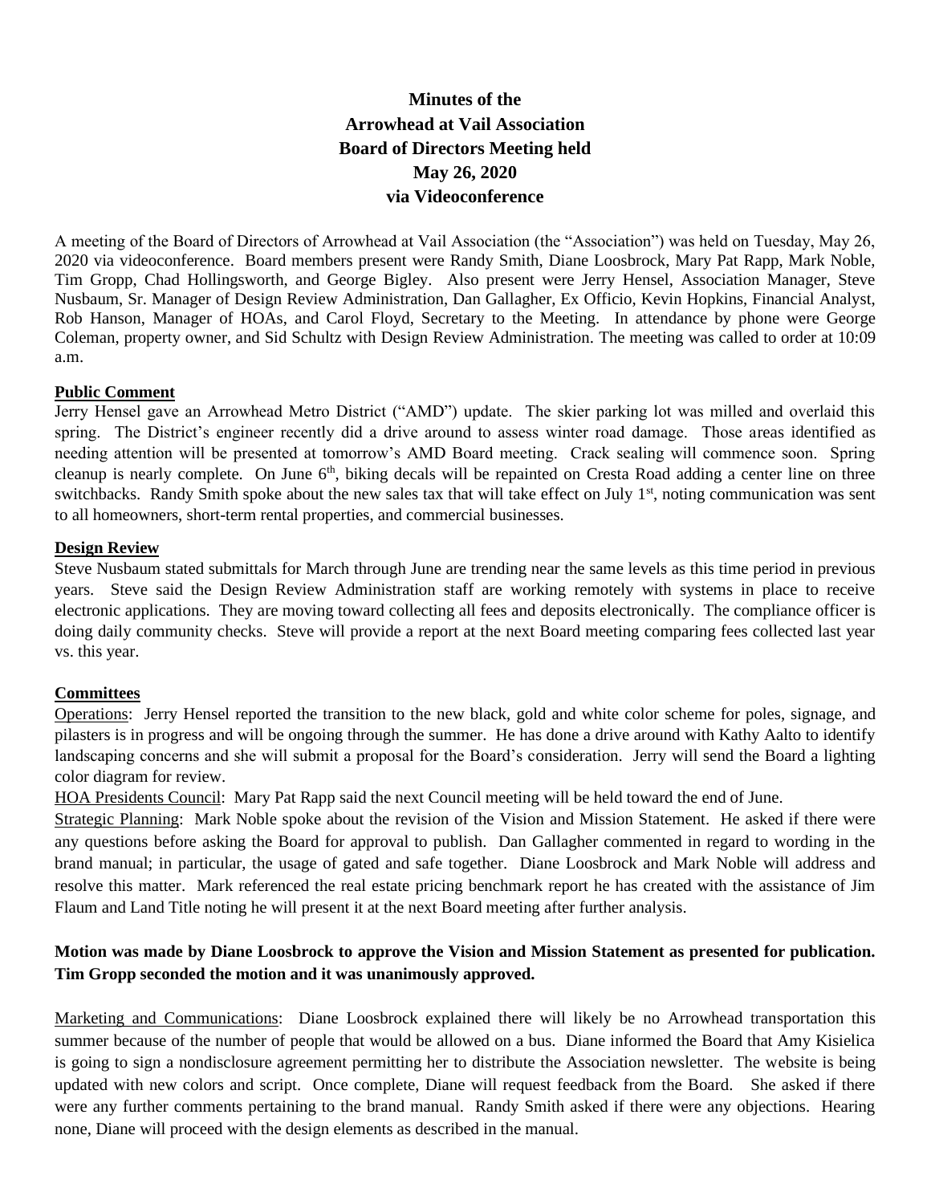# Minutes of the Arrowhead at Vail Association Board of Directors Meeting held May 26, 2020 via Videoconference

A meeting of the Board of Directors of Arrowhead at Vail Association (the "Association") was held on Tuesday, May 26, 2020 via videoconference. Board members present were Randy Smith, Diane Loosbrock, Mary Pat Rapp, Mark Noble, Tim Gropp, Chad Hollingsworth, and George Bigley. Also present were Jerry Hensel, Association Manager, Steve Nusbaum, Sr. Manager of Design Review Administration, Dan Gallagher, Ex Officio, Kevin Hopkins, Financial Analyst, Rob Hanson, Manager of HOAs, and Carol Floyd, Secretary to the Meeting. In attendance by phone were George Coleman, property owner, and Sid Schultz with Design Review Administration. The meeting was called to order at 10:09 a.m.

**Public Comment**

Jerry Hensel gave an Arrowhead Metro District ("AMD") update. The skier parking lot was milled and overlaid this spring. The District's engineer recently did a drive around to assess winter road damage. Those areas identified as needing attention will be presented at tomorrow's AMD Board meeting. Crack sealing will commence soon. Spring cleanup is nearly complete. On June 6th, biking decals will be repainted on Cresta Road adding a center line on three switchbacks. Randy Smith spoke about the new sales tax that will take effect on July 1st, noting communication was sent to all homeowners, short-term rental properties, and commercial businesses.

**Design Review**

Steve Nusbaum stated submittals for March through June are trending near the same levels as this time period in previous years. Steve said the Design Review Administration staff are working remotely with systems in place to receive electronic applications. They are moving toward collecting all fees and deposits electronically. The compliance officer is doing daily community checks. Steve will provide a report at the next Board meeting comparing fees collected last year vs. this year.

**Committees**

Operations: Jerry Hensel reported the transition to the new black, gold and white color scheme for poles, signage, and pilasters is in progress and will be ongoing through the summer. He has done a drive around with Kathy Aalto to identify landscaping concerns and she will submit a proposal for the Board's consideration. Jerry will send the Board a lighting color diagram for review.

HOA Presidents Council: Mary Pat Rapp said the next Council meeting will be held toward the end of June.

Strategic Planning: Mark Noble spoke about the revision of the Vision and Mission Statement. He asked if there were any questions before asking the Board for approval to publish. Dan Gallagher commented in regard to wording in the brand manual; in particular, the usage of gated and safe together. Diane Loosbrock and Mark Noble will address and resolve this matter. Mark referenced the real estate pricing benchmark report he has created with the assistance of Jim Flaum and Land Title noting he will present it at the next Board meeting after further analysis.

**Motion was made by Diane Loosbrock to approve the Vision and Mission Statement as presented for publication. Tim Gropp seconded the motion and it was unanimously approved.**

Marketing and Communications: Diane Loosbrock explained there will likely be no Arrowhead transportation this summer because of the number of people that would be allowed on a bus. Diane informed the Board that Amy Kisielica is going to sign a nondisclosure agreement permitting her to distribute the Association newsletter. The website is being updated with new colors and script. Once complete, Diane will request feedback from the Board. She asked if there were any further comments pertaining to the brand manual. Randy Smith asked if there were any objections. Hearing none, Diane will proceed with the design elements as described in the manual.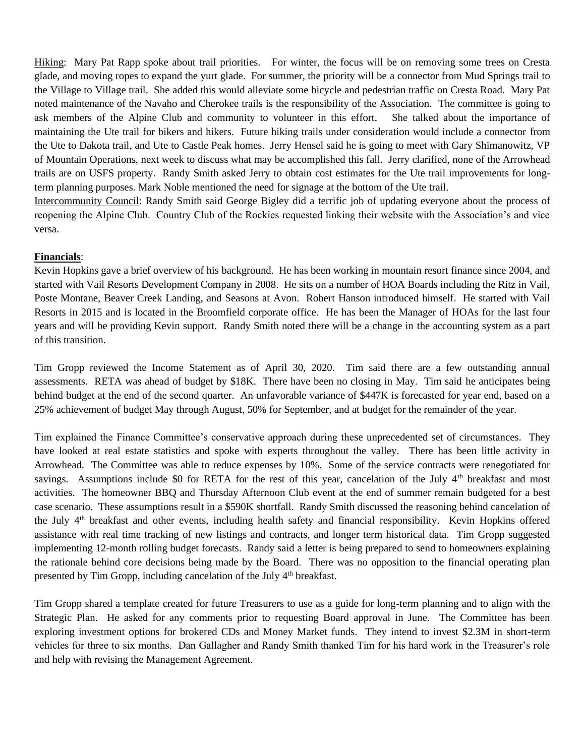<u>Hiking</u>: Mary Pat Rapp spoke about trail priorities. For winter, the focus will be on removing some trees on Cresta glade, and moving ropes to expand the yurt glade. For summer, the priority will be a connector from Mud Springs trail to the Village to Village trail. She added this would alleviate some bicycle and pedestrian traffic on Cresta Road. Mary Pat noted maintenance of the Navaho and Cherokee trails is the responsibility of the Association. The committee is going to ask members of the Alpine Club and community to volunteer in this effort. She talked about the importance of maintaining the Ute trail for bikers and hikers. Future hiking trails under consideration would include a connector from the Ute to Dakota trail, and Ute to Castle Peak homes. Jerry Hensel said he is going to meet with Gary Shimanowitz, VP of Mountain Operations, next week to discuss what may be accomplished this fall. Jerry clarified, none of the Arrowhead trails are on USFS property. Randy Smith asked Jerry to obtain cost estimates for the Ute trail improvements for long-term planning purposes. Mark Noble mentioned the need for signage at the bottom of the Ute trail.

<u>Intercommunity Council</u>: Randy Smith said George Bigley did a terrific job of updating everyone about the process of reopening the Alpine Club. Country Club of the Rockies requested linking their website with the Association's and vice versa.

**<u>Financials</u>**:

Kevin Hopkins gave a brief overview of his background. He has been working in mountain resort finance since 2004, and started with Vail Resorts Development Company in 2008. He sits on a number of HOA Boards including the Ritz in Vail, Poste Montane, Beaver Creek Landing, and Seasons at Avon. Robert Hanson introduced himself. He started with Vail Resorts in 2015 and is located in the Broomfield corporate office. He has been the Manager of HOAs for the last four years and will be providing Kevin support. Randy Smith noted there will be a change in the accounting system as a part of this transition.

Tim Gropp reviewed the Income Statement as of April 30, 2020. Tim said there are a few outstanding annual assessments. RETA was ahead of budget by $18K. There have been no closing in May. Tim said he anticipates being behind budget at the end of the second quarter. An unfavorable variance of $447K is forecasted for year end, based on a 25% achievement of budget May through August, 50% for September, and at budget for the remainder of the year.

Tim explained the Finance Committee's conservative approach during these unprecedented set of circumstances. They have looked at real estate statistics and spoke with experts throughout the valley. There has been little activity in Arrowhead. The Committee was able to reduce expenses by 10%. Some of the service contracts were renegotiated for savings. Assumptions include $0 for RETA for the rest of this year, cancelation of the July 4th breakfast and most activities. The homeowner BBQ and Thursday Afternoon Club event at the end of summer remain budgeted for a best case scenario. These assumptions result in a $590K shortfall. Randy Smith discussed the reasoning behind cancelation of the July 4th breakfast and other events, including health safety and financial responsibility. Kevin Hopkins offered assistance with real time tracking of new listings and contracts, and longer term historical data. Tim Gropp suggested implementing 12-month rolling budget forecasts. Randy said a letter is being prepared to send to homeowners explaining the rationale behind core decisions being made by the Board. There was no opposition to the financial operating plan presented by Tim Gropp, including cancelation of the July 4th breakfast.

Tim Gropp shared a template created for future Treasurers to use as a guide for long-term planning and to align with the Strategic Plan. He asked for any comments prior to requesting Board approval in June. The Committee has been exploring investment options for brokered CDs and Money Market funds. They intend to invest $2.3M in short-term vehicles for three to six months. Dan Gallagher and Randy Smith thanked Tim for his hard work in the Treasurer's role and help with revising the Management Agreement.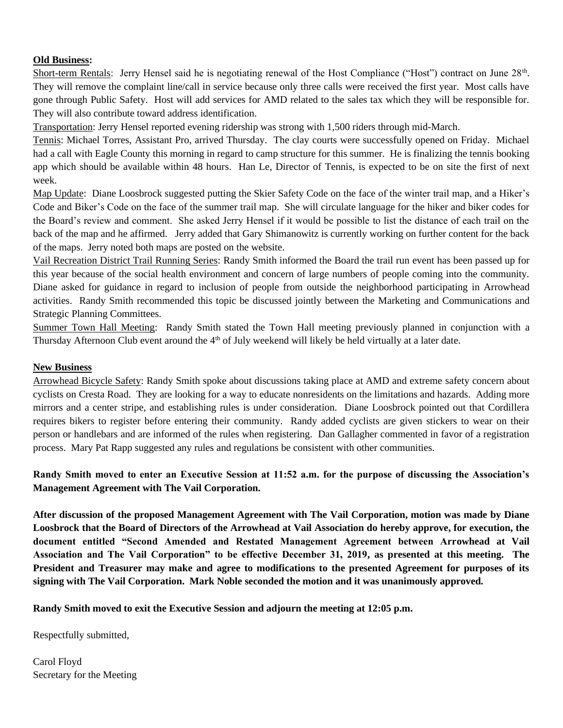**Old Business:**

Short-term Rentals: Jerry Hensel said he is negotiating renewal of the Host Compliance ("Host") contract on June 28th. They will remove the complaint line/call in service because only three calls were received the first year. Most calls have gone through Public Safety. Host will add services for AMD related to the sales tax which they will be responsible for. They will also contribute toward address identification.

Transportation: Jerry Hensel reported evening ridership was strong with 1,500 riders through mid-March.

Tennis: Michael Torres, Assistant Pro, arrived Thursday. The clay courts were successfully opened on Friday. Michael had a call with Eagle County this morning in regard to camp structure for this summer. He is finalizing the tennis booking app which should be available within 48 hours. Han Le, Director of Tennis, is expected to be on site the first of next week.

Map Update: Diane Loosbrock suggested putting the Skier Safety Code on the face of the winter trail map, and a Hiker's Code and Biker's Code on the face of the summer trail map. She will circulate language for the hiker and biker codes for the Board's review and comment. She asked Jerry Hensel if it would be possible to list the distance of each trail on the back of the map and he affirmed. Jerry added that Gary Shimanowitz is currently working on further content for the back of the maps. Jerry noted both maps are posted on the website.

Vail Recreation District Trail Running Series: Randy Smith informed the Board the trail run event has been passed up for this year because of the social health environment and concern of large numbers of people coming into the community. Diane asked for guidance in regard to inclusion of people from outside the neighborhood participating in Arrowhead activities. Randy Smith recommended this topic be discussed jointly between the Marketing and Communications and Strategic Planning Committees.

Summer Town Hall Meeting: Randy Smith stated the Town Hall meeting previously planned in conjunction with a Thursday Afternoon Club event around the 4th of July weekend will likely be held virtually at a later date.

**New Business**

Arrowhead Bicycle Safety: Randy Smith spoke about discussions taking place at AMD and extreme safety concern about cyclists on Cresta Road. They are looking for a way to educate nonresidents on the limitations and hazards. Adding more mirrors and a center stripe, and establishing rules is under consideration. Diane Loosbrock pointed out that Cordillera requires bikers to register before entering their community. Randy added cyclists are given stickers to wear on their person or handlebars and are informed of the rules when registering. Dan Gallagher commented in favor of a registration process. Mary Pat Rapp suggested any rules and regulations be consistent with other communities.

**Randy Smith moved to enter an Executive Session at 11:52 a.m. for the purpose of discussing the Association's Management Agreement with The Vail Corporation.**

**After discussion of the proposed Management Agreement with The Vail Corporation, motion was made by Diane Loosbrock that the Board of Directors of the Arrowhead at Vail Association do hereby approve, for execution, the document entitled "Second Amended and Restated Management Agreement between Arrowhead at Vail Association and The Vail Corporation" to be effective December 31, 2019, as presented at this meeting. The President and Treasurer may make and agree to modifications to the presented Agreement for purposes of its signing with The Vail Corporation. Mark Noble seconded the motion and it was unanimously approved.**

**Randy Smith moved to exit the Executive Session and adjourn the meeting at 12:05 p.m.**

Respectfully submitted,

Carol Floyd
Secretary for the Meeting